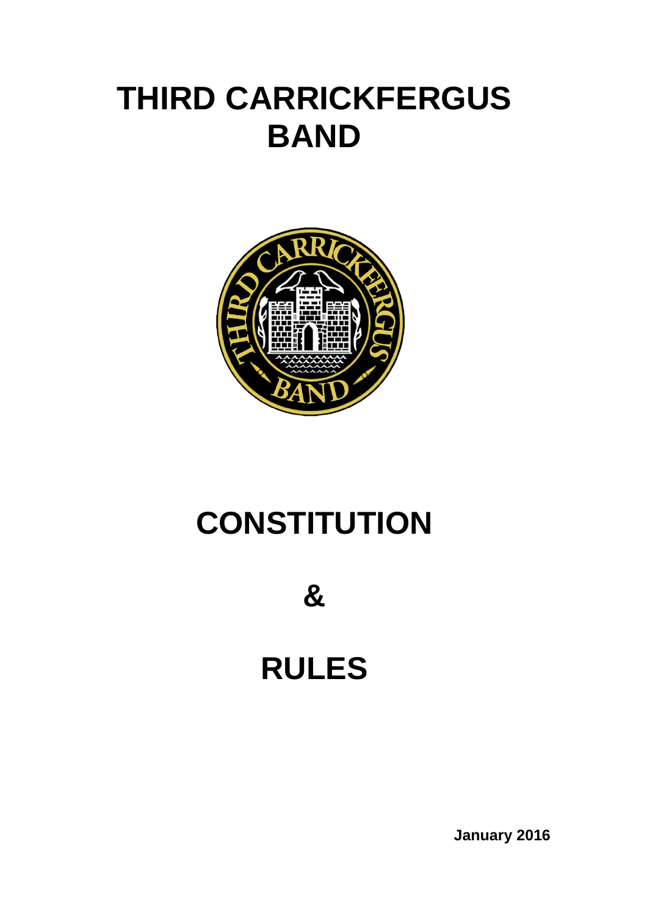# THIRD CARRICKFERGUS BAND

# CONSTITUTION

# &

# RULES

**January 2016**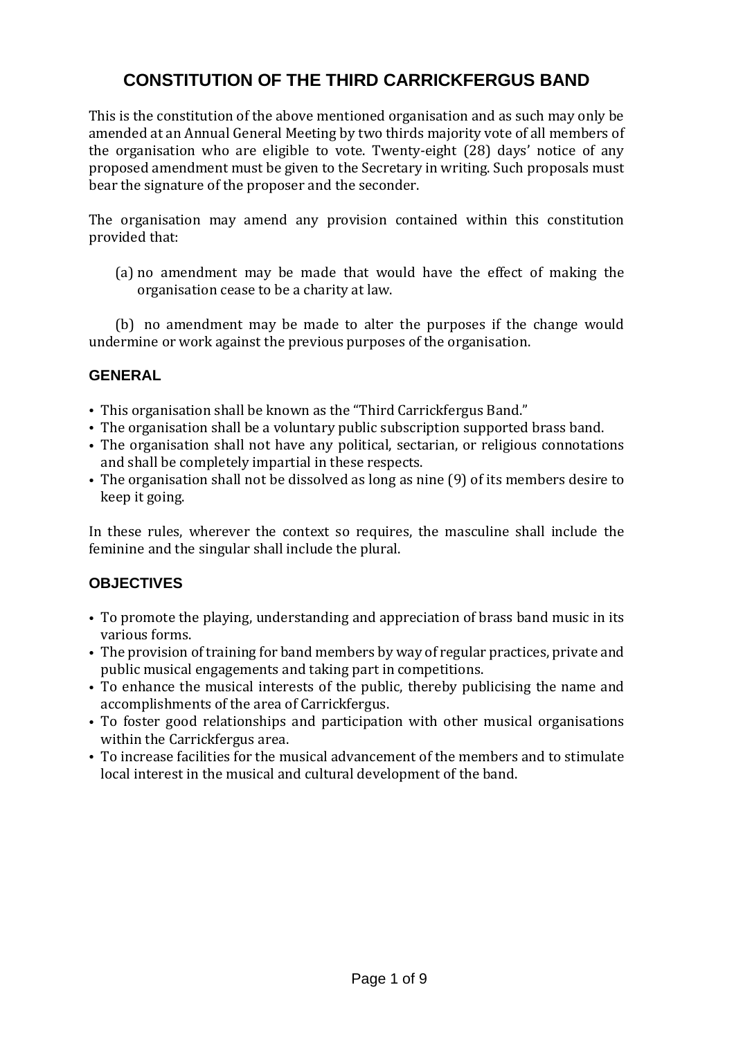# CONSTITUTION OF THE THIRD CARRICKFERGUS BAND

This is the constitution of the above mentioned organisation and as such may only be amended at an Annual General Meeting by two thirds majority vote of all members of the organisation who are eligible to vote. Twenty-eight (28) days' notice of any proposed amendment must be given to the Secretary in writing. Such proposals must bear the signature of the proposer and the seconder.

The organisation may amend any provision contained within this constitution provided that:

(a) no amendment may be made that would have the effect of making the organisation cease to be a charity at law.

(b) no amendment may be made to alter the purposes if the change would undermine or work against the previous purposes of the organisation.

## GENERAL

- This organisation shall be known as the "Third Carrickfergus Band."
- The organisation shall be a voluntary public subscription supported brass band.
- The organisation shall not have any political, sectarian, or religious connotations and shall be completely impartial in these respects.
- The organisation shall not be dissolved as long as nine (9) of its members desire to keep it going.

In these rules, wherever the context so requires, the masculine shall include the feminine and the singular shall include the plural.

## OBJECTIVES

- To promote the playing, understanding and appreciation of brass band music in its various forms.
- The provision of training for band members by way of regular practices, private and public musical engagements and taking part in competitions.
- To enhance the musical interests of the public, thereby publicising the name and accomplishments of the area of Carrickfergus.
- To foster good relationships and participation with other musical organisations within the Carrickfergus area.
- To increase facilities for the musical advancement of the members and to stimulate local interest in the musical and cultural development of the band.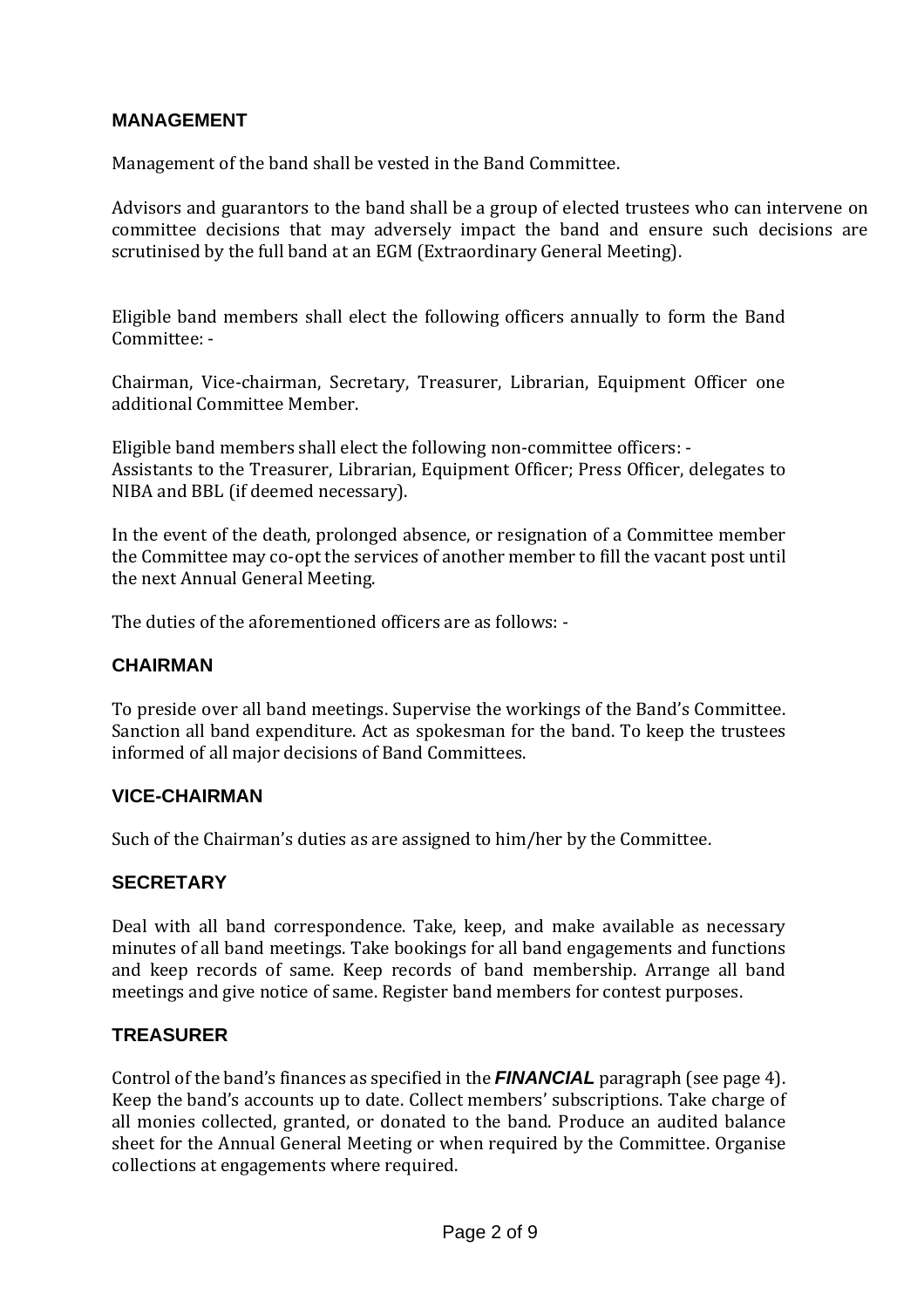## MANAGEMENT

Management of the band shall be vested in the Band Committee.

Advisors and guarantors to the band shall be a group of elected trustees who can intervene on committee decisions that may adversely impact the band and ensure such decisions are scrutinised by the full band at an EGM (Extraordinary General Meeting).

Eligible band members shall elect the following officers annually to form the Band Committee: -

Chairman, Vice-chairman, Secretary, Treasurer, Librarian, Equipment Officer one additional Committee Member.

Eligible band members shall elect the following non-committee officers: -
Assistants to the Treasurer, Librarian, Equipment Officer; Press Officer, delegates to NIBA and BBL (if deemed necessary).

In the event of the death, prolonged absence, or resignation of a Committee member the Committee may co-opt the services of another member to fill the vacant post until the next Annual General Meeting.

The duties of the aforementioned officers are as follows: -

## CHAIRMAN

To preside over all band meetings. Supervise the workings of the Band's Committee. Sanction all band expenditure. Act as spokesman for the band. To keep the trustees informed of all major decisions of Band Committees.

## VICE-CHAIRMAN

Such of the Chairman's duties as are assigned to him/her by the Committee.

## SECRETARY

Deal with all band correspondence. Take, keep, and make available as necessary minutes of all band meetings. Take bookings for all band engagements and functions and keep records of same. Keep records of band membership. Arrange all band meetings and give notice of same. Register band members for contest purposes.

## TREASURER

Control of the band's finances as specified in the ***FINANCIAL*** paragraph (see page 4). Keep the band's accounts up to date. Collect members' subscriptions. Take charge of all monies collected, granted, or donated to the band. Produce an audited balance sheet for the Annual General Meeting or when required by the Committee. Organise collections at engagements where required.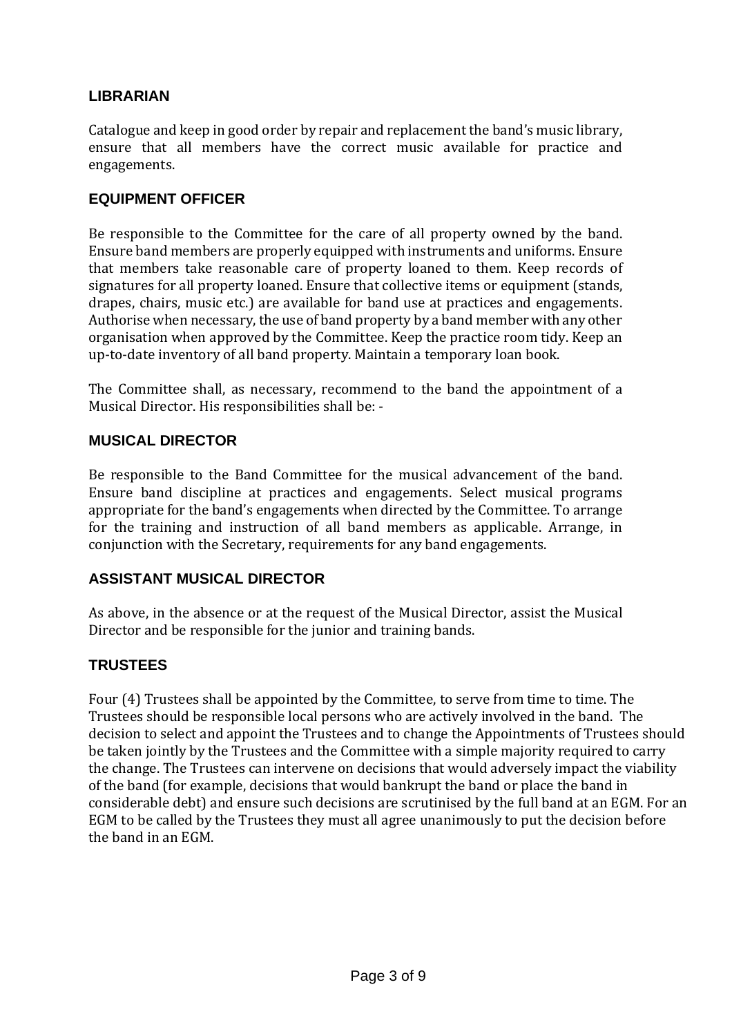## LIBRARIAN

Catalogue and keep in good order by repair and replacement the band's music library, ensure that all members have the correct music available for practice and engagements.

## EQUIPMENT OFFICER

Be responsible to the Committee for the care of all property owned by the band. Ensure band members are properly equipped with instruments and uniforms. Ensure that members take reasonable care of property loaned to them. Keep records of signatures for all property loaned. Ensure that collective items or equipment (stands, drapes, chairs, music etc.) are available for band use at practices and engagements. Authorise when necessary, the use of band property by a band member with any other organisation when approved by the Committee. Keep the practice room tidy. Keep an up-to-date inventory of all band property. Maintain a temporary loan book.

The Committee shall, as necessary, recommend to the band the appointment of a Musical Director. His responsibilities shall be: -

## MUSICAL DIRECTOR

Be responsible to the Band Committee for the musical advancement of the band. Ensure band discipline at practices and engagements. Select musical programs appropriate for the band's engagements when directed by the Committee. To arrange for the training and instruction of all band members as applicable. Arrange, in conjunction with the Secretary, requirements for any band engagements.

## ASSISTANT MUSICAL DIRECTOR

As above, in the absence or at the request of the Musical Director, assist the Musical Director and be responsible for the junior and training bands.

## TRUSTEES

Four (4) Trustees shall be appointed by the Committee, to serve from time to time. The Trustees should be responsible local persons who are actively involved in the band. The decision to select and appoint the Trustees and to change the Appointments of Trustees should be taken jointly by the Trustees and the Committee with a simple majority required to carry the change. The Trustees can intervene on decisions that would adversely impact the viability of the band (for example, decisions that would bankrupt the band or place the band in considerable debt) and ensure such decisions are scrutinised by the full band at an EGM. For an EGM to be called by the Trustees they must all agree unanimously to put the decision before the band in an EGM.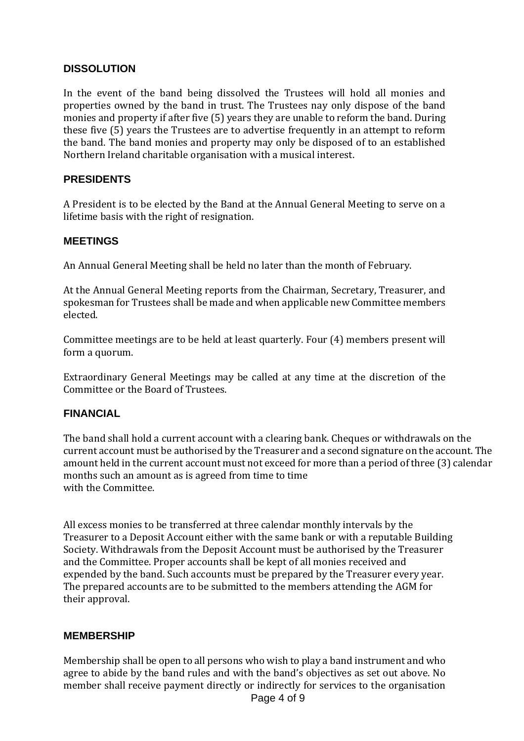## DISSOLUTION

In the event of the band being dissolved the Trustees will hold all monies and properties owned by the band in trust. The Trustees nay only dispose of the band monies and property if after five (5) years they are unable to reform the band. During these five (5) years the Trustees are to advertise frequently in an attempt to reform the band. The band monies and property may only be disposed of to an established Northern Ireland charitable organisation with a musical interest.

## PRESIDENTS

A President is to be elected by the Band at the Annual General Meeting to serve on a lifetime basis with the right of resignation.

## MEETINGS

An Annual General Meeting shall be held no later than the month of February.

At the Annual General Meeting reports from the Chairman, Secretary, Treasurer, and spokesman for Trustees shall be made and when applicable new Committee members elected.

Committee meetings are to be held at least quarterly. Four (4) members present will form a quorum.

Extraordinary General Meetings may be called at any time at the discretion of the Committee or the Board of Trustees.

## FINANCIAL

The band shall hold a current account with a clearing bank. Cheques or withdrawals on the current account must be authorised by the Treasurer and a second signature on the account. The amount held in the current account must not exceed for more than a period of three (3) calendar months such an amount as is agreed from time to time with the Committee.

All excess monies to be transferred at three calendar monthly intervals by the Treasurer to a Deposit Account either with the same bank or with a reputable Building Society. Withdrawals from the Deposit Account must be authorised by the Treasurer and the Committee. Proper accounts shall be kept of all monies received and expended by the band. Such accounts must be prepared by the Treasurer every year. The prepared accounts are to be submitted to the members attending the AGM for their approval.

## MEMBERSHIP

Membership shall be open to all persons who wish to play a band instrument and who agree to abide by the band rules and with the band's objectives as set out above. No member shall receive payment directly or indirectly for services to the organisation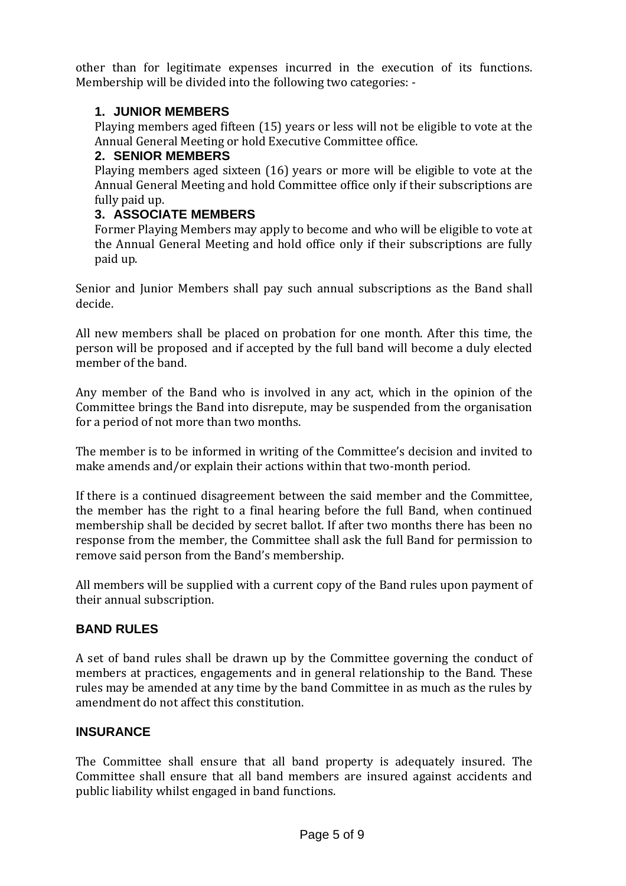other than for legitimate expenses incurred in the execution of its functions. Membership will be divided into the following two categories: -

1. **JUNIOR MEMBERS**
   Playing members aged fifteen (15) years or less will not be eligible to vote at the Annual General Meeting or hold Executive Committee office.
2. **SENIOR MEMBERS**
   Playing members aged sixteen (16) years or more will be eligible to vote at the Annual General Meeting and hold Committee office only if their subscriptions are fully paid up.
3. **ASSOCIATE MEMBERS**
   Former Playing Members may apply to become and who will be eligible to vote at the Annual General Meeting and hold office only if their subscriptions are fully paid up.

Senior and Junior Members shall pay such annual subscriptions as the Band shall decide.

All new members shall be placed on probation for one month. After this time, the person will be proposed and if accepted by the full band will become a duly elected member of the band.

Any member of the Band who is involved in any act, which in the opinion of the Committee brings the Band into disrepute, may be suspended from the organisation for a period of not more than two months.

The member is to be informed in writing of the Committee's decision and invited to make amends and/or explain their actions within that two-month period.

If there is a continued disagreement between the said member and the Committee, the member has the right to a final hearing before the full Band, when continued membership shall be decided by secret ballot. If after two months there has been no response from the member, the Committee shall ask the full Band for permission to remove said person from the Band's membership.

All members will be supplied with a current copy of the Band rules upon payment of their annual subscription.

## BAND RULES

A set of band rules shall be drawn up by the Committee governing the conduct of members at practices, engagements and in general relationship to the Band. These rules may be amended at any time by the band Committee in as much as the rules by amendment do not affect this constitution.

## INSURANCE

The Committee shall ensure that all band property is adequately insured. The Committee shall ensure that all band members are insured against accidents and public liability whilst engaged in band functions.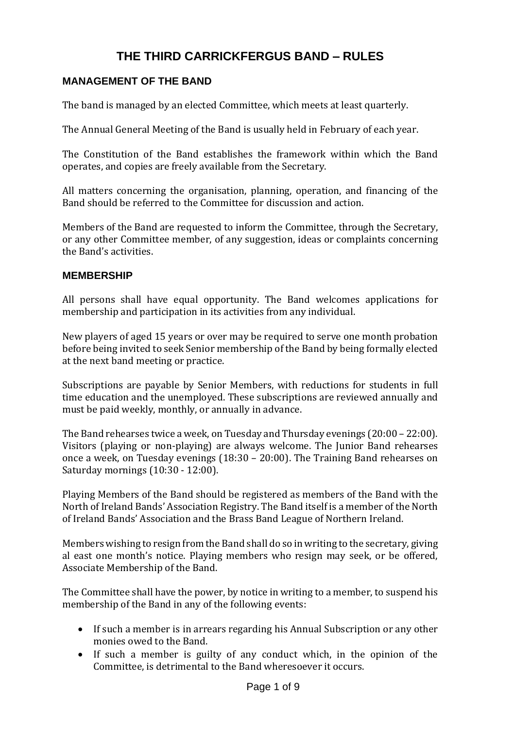# THE THIRD CARRICKFERGUS BAND – RULES

## MANAGEMENT OF THE BAND

The band is managed by an elected Committee, which meets at least quarterly.

The Annual General Meeting of the Band is usually held in February of each year.

The Constitution of the Band establishes the framework within which the Band operates, and copies are freely available from the Secretary.

All matters concerning the organisation, planning, operation, and financing of the Band should be referred to the Committee for discussion and action.

Members of the Band are requested to inform the Committee, through the Secretary, or any other Committee member, of any suggestion, ideas or complaints concerning the Band's activities.

## MEMBERSHIP

All persons shall have equal opportunity. The Band welcomes applications for membership and participation in its activities from any individual.

New players of aged 15 years or over may be required to serve one month probation before being invited to seek Senior membership of the Band by being formally elected at the next band meeting or practice.

Subscriptions are payable by Senior Members, with reductions for students in full time education and the unemployed. These subscriptions are reviewed annually and must be paid weekly, monthly, or annually in advance.

The Band rehearses twice a week, on Tuesday and Thursday evenings (20:00 – 22:00). Visitors (playing or non-playing) are always welcome. The Junior Band rehearses once a week, on Tuesday evenings (18:30 – 20:00). The Training Band rehearses on Saturday mornings (10:30 - 12:00).

Playing Members of the Band should be registered as members of the Band with the North of Ireland Bands' Association Registry. The Band itself is a member of the North of Ireland Bands' Association and the Brass Band League of Northern Ireland.

Members wishing to resign from the Band shall do so in writing to the secretary, giving al east one month's notice. Playing members who resign may seek, or be offered, Associate Membership of the Band.

The Committee shall have the power, by notice in writing to a member, to suspend his membership of the Band in any of the following events:

- If such a member is in arrears regarding his Annual Subscription or any other monies owed to the Band.
- If such a member is guilty of any conduct which, in the opinion of the Committee, is detrimental to the Band wheresoever it occurs.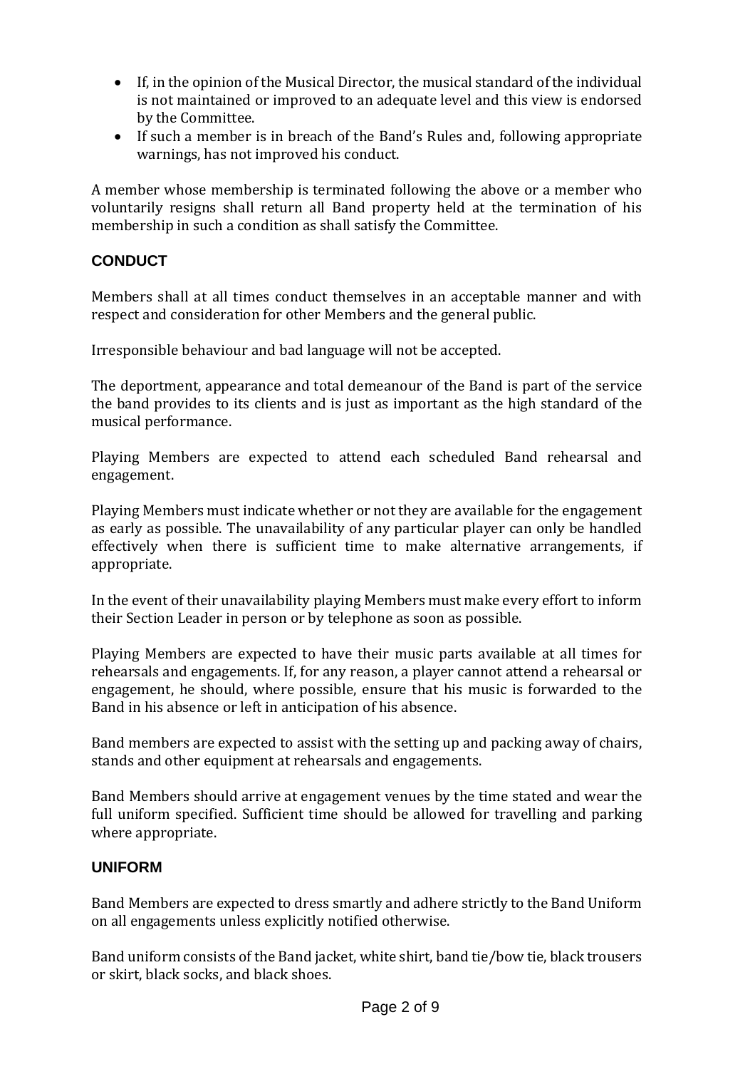- If, in the opinion of the Musical Director, the musical standard of the individual is not maintained or improved to an adequate level and this view is endorsed by the Committee.
- If such a member is in breach of the Band's Rules and, following appropriate warnings, has not improved his conduct.

A member whose membership is terminated following the above or a member who voluntarily resigns shall return all Band property held at the termination of his membership in such a condition as shall satisfy the Committee.

## CONDUCT

Members shall at all times conduct themselves in an acceptable manner and with respect and consideration for other Members and the general public.

Irresponsible behaviour and bad language will not be accepted.

The deportment, appearance and total demeanour of the Band is part of the service the band provides to its clients and is just as important as the high standard of the musical performance.

Playing Members are expected to attend each scheduled Band rehearsal and engagement.

Playing Members must indicate whether or not they are available for the engagement as early as possible. The unavailability of any particular player can only be handled effectively when there is sufficient time to make alternative arrangements, if appropriate.

In the event of their unavailability playing Members must make every effort to inform their Section Leader in person or by telephone as soon as possible.

Playing Members are expected to have their music parts available at all times for rehearsals and engagements. If, for any reason, a player cannot attend a rehearsal or engagement, he should, where possible, ensure that his music is forwarded to the Band in his absence or left in anticipation of his absence.

Band members are expected to assist with the setting up and packing away of chairs, stands and other equipment at rehearsals and engagements.

Band Members should arrive at engagement venues by the time stated and wear the full uniform specified. Sufficient time should be allowed for travelling and parking where appropriate.

## UNIFORM

Band Members are expected to dress smartly and adhere strictly to the Band Uniform on all engagements unless explicitly notified otherwise.

Band uniform consists of the Band jacket, white shirt, band tie/bow tie, black trousers or skirt, black socks, and black shoes.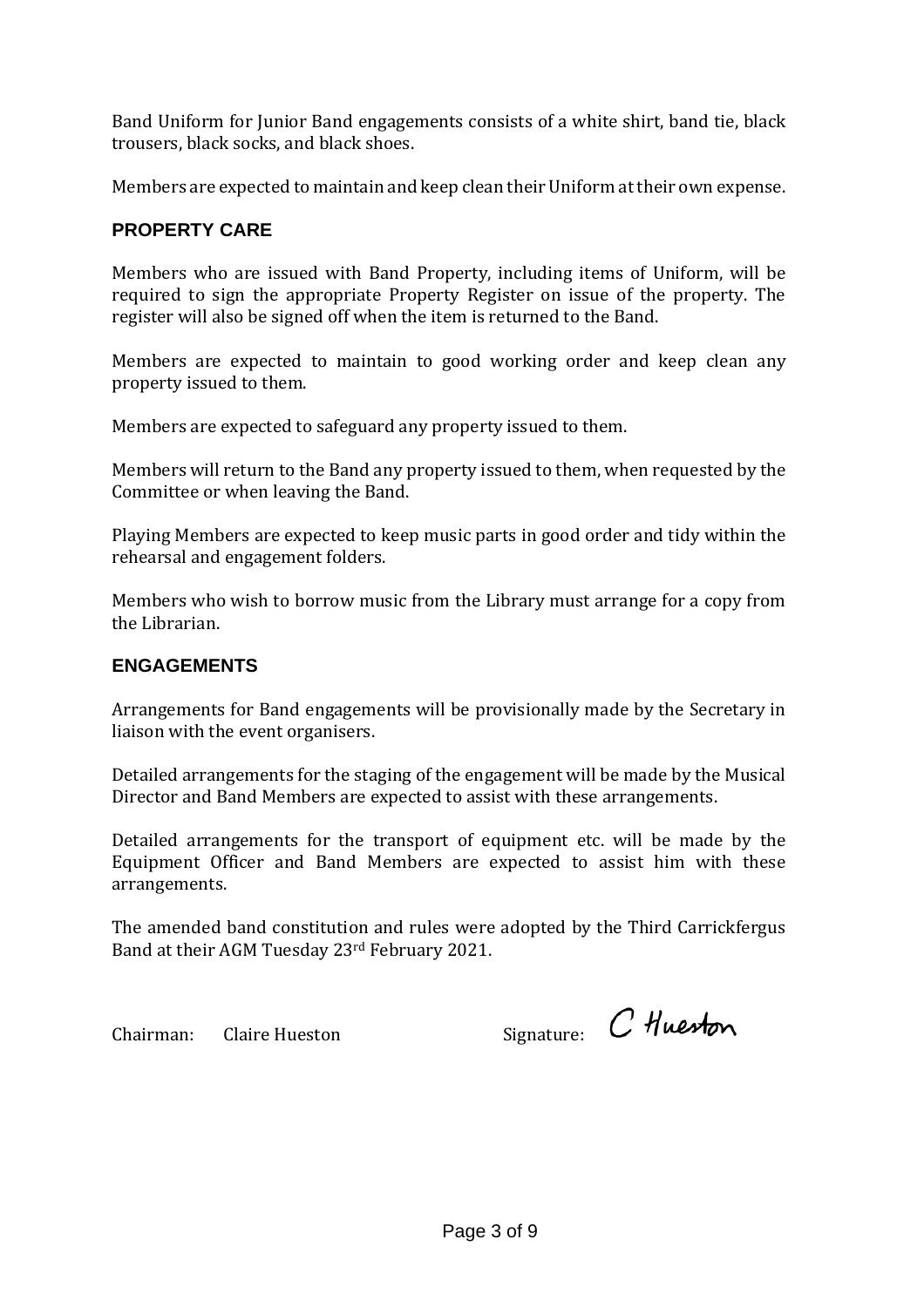Band Uniform for Junior Band engagements consists of a white shirt, band tie, black trousers, black socks, and black shoes.

Members are expected to maintain and keep clean their Uniform at their own expense.

## PROPERTY CARE

Members who are issued with Band Property, including items of Uniform, will be required to sign the appropriate Property Register on issue of the property. The register will also be signed off when the item is returned to the Band.

Members are expected to maintain to good working order and keep clean any property issued to them.

Members are expected to safeguard any property issued to them.

Members will return to the Band any property issued to them, when requested by the Committee or when leaving the Band.

Playing Members are expected to keep music parts in good order and tidy within the rehearsal and engagement folders.

Members who wish to borrow music from the Library must arrange for a copy from the Librarian.

## ENGAGEMENTS

Arrangements for Band engagements will be provisionally made by the Secretary in liaison with the event organisers.

Detailed arrangements for the staging of the engagement will be made by the Musical Director and Band Members are expected to assist with these arrangements.

Detailed arrangements for the transport of equipment etc. will be made by the Equipment Officer and Band Members are expected to assist him with these arrangements.

The amended band constitution and rules were adopted by the Third Carrickfergus Band at their AGM Tuesday 23rd February 2021.

Chairman: Claire Hueston          Signature: C Hueston